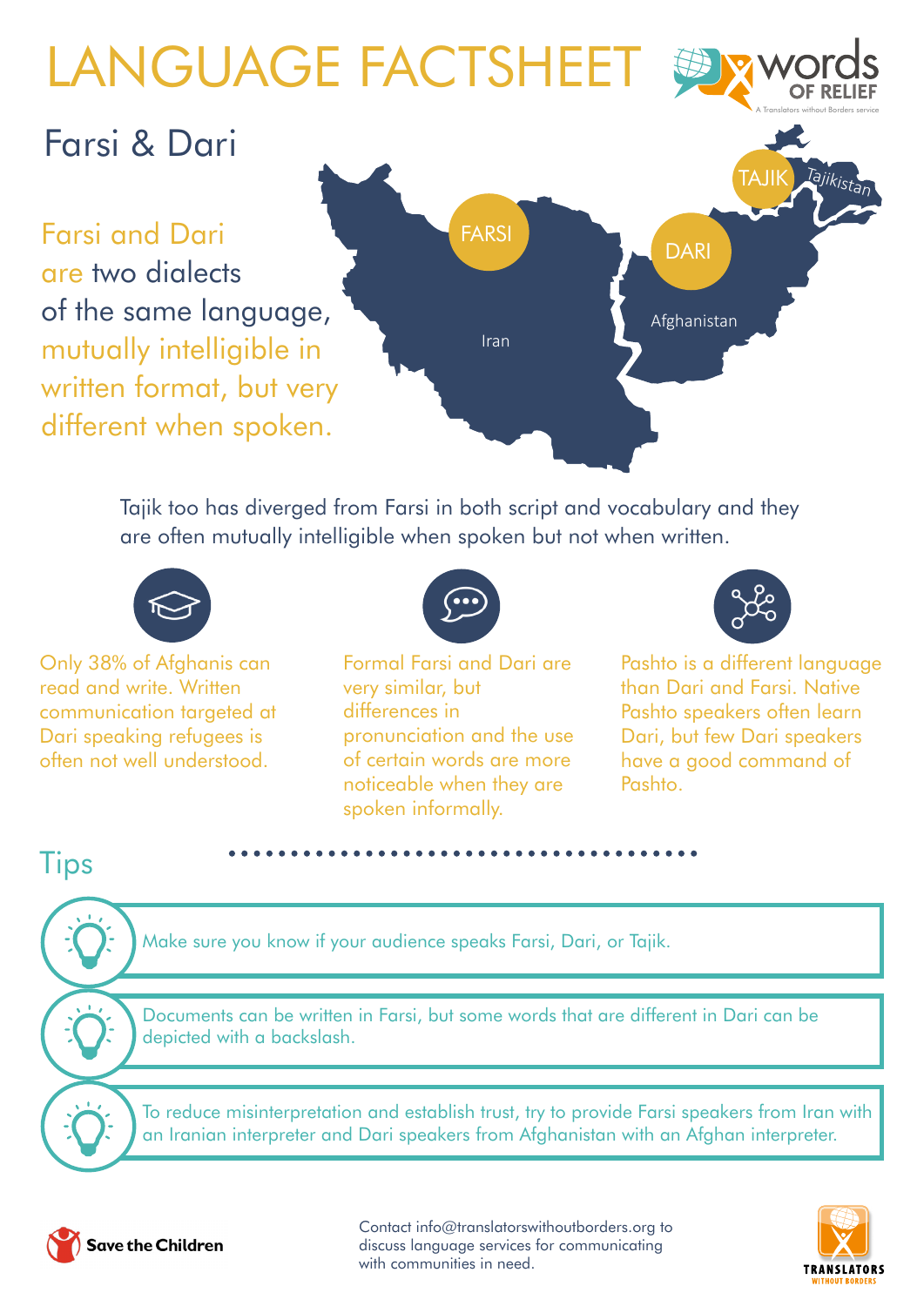# LANGUAGE FACTSHEET

words OF RELIEF
A Translators without Borders service

## Farsi & Dari

Farsi and Dari are two dialects of the same language, mutually intelligible in written format, but very different when spoken.

FARSI
Iran
DARI
Afghanistan
TAJIK
Tajikistan

Tajik too has diverged from Farsi in both script and vocabulary and they are often mutually intelligible when spoken but not when written.

Only 38% of Afghanis can read and write. Written communication targeted at Dari speaking refugees is often not well understood.

Formal Farsi and Dari are very similar, but differences in pronunciation and the use of certain words are more noticeable when they are spoken informally.

Pashto is a different language than Dari and Farsi. Native Pashto speakers often learn Dari, but few Dari speakers have a good command of Pashto.

## Tips

- Make sure you know if your audience speaks Farsi, Dari, or Tajik.
- Documents can be written in Farsi, but some words that are different in Dari can be depicted with a backslash.
- To reduce misinterpretation and establish trust, try to provide Farsi speakers from Iran with an Iranian interpreter and Dari speakers from Afghanistan with an Afghan interpreter.

Save the Children

Contact info@translatorswithoutborders.org to discuss language services for communicating with communities in need.

TRANSLATORS WITHOUT BORDERS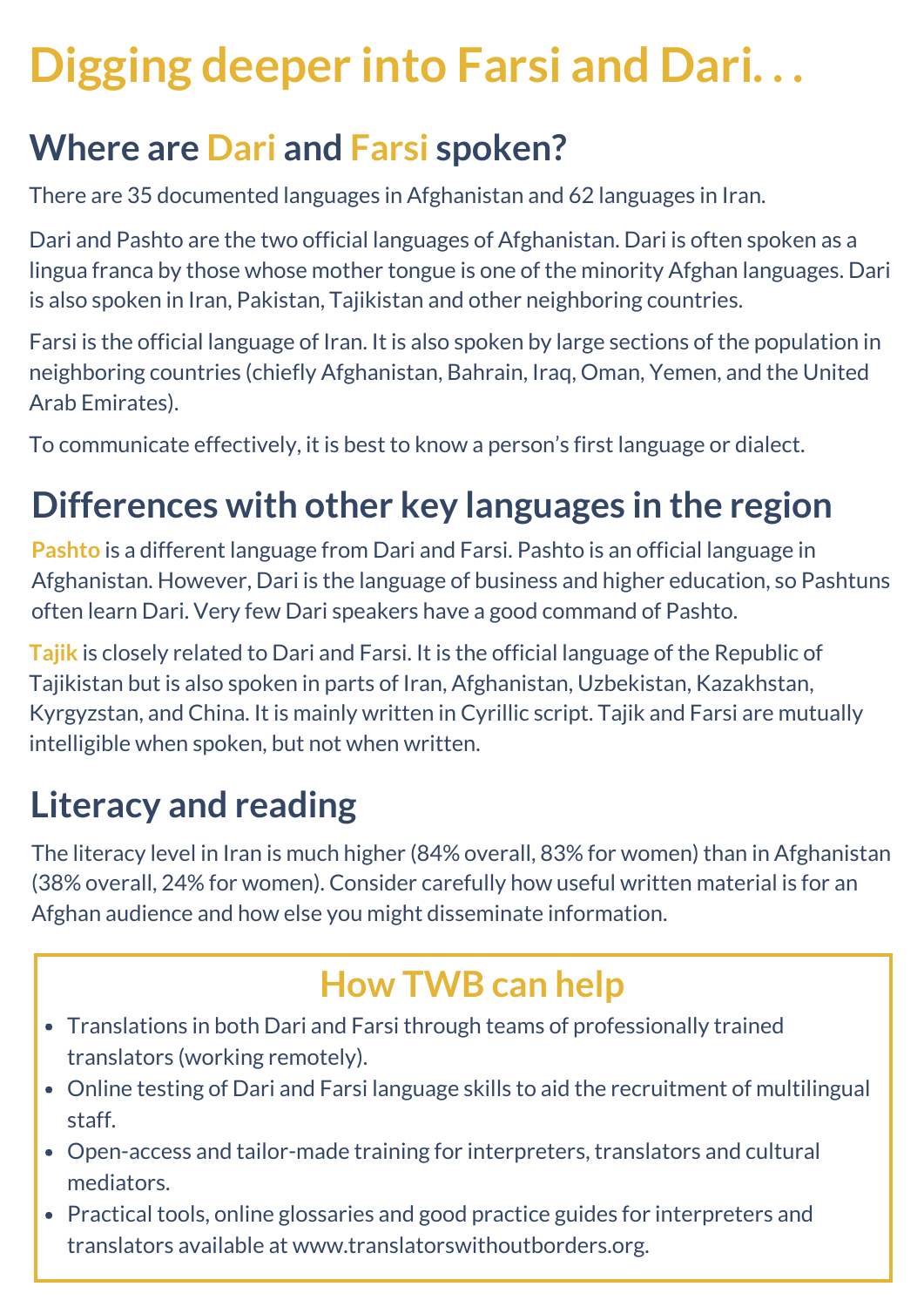# Digging deeper into Farsi and Dari...

## Where are Dari and Farsi spoken?

There are 35 documented languages in Afghanistan and 62 languages in Iran.

Dari and Pashto are the two official languages of Afghanistan. Dari is often spoken as a lingua franca by those whose mother tongue is one of the minority Afghan languages. Dari is also spoken in Iran, Pakistan, Tajikistan and other neighboring countries.

Farsi is the official language of Iran. It is also spoken by large sections of the population in neighboring countries (chiefly Afghanistan, Bahrain, Iraq, Oman, Yemen, and the United Arab Emirates).

To communicate effectively, it is best to know a person's first language or dialect.

## Differences with other key languages in the region

**Pashto** is a different language from Dari and Farsi. Pashto is an official language in Afghanistan. However, Dari is the language of business and higher education, so Pashtuns often learn Dari. Very few Dari speakers have a good command of Pashto.

**Tajik** is closely related to Dari and Farsi. It is the official language of the Republic of Tajikistan but is also spoken in parts of Iran, Afghanistan, Uzbekistan, Kazakhstan, Kyrgyzstan, and China. It is mainly written in Cyrillic script. Tajik and Farsi are mutually intelligible when spoken, but not when written.

## Literacy and reading

The literacy level in Iran is much higher (84% overall, 83% for women) than in Afghanistan (38% overall, 24% for women). Consider carefully how useful written material is for an Afghan audience and how else you might disseminate information.

### How TWB can help

- Translations in both Dari and Farsi through teams of professionally trained translators (working remotely).
- Online testing of Dari and Farsi language skills to aid the recruitment of multilingual staff.
- Open-access and tailor-made training for interpreters, translators and cultural mediators.
- Practical tools, online glossaries and good practice guides for interpreters and translators available at www.translatorswithoutborders.org.